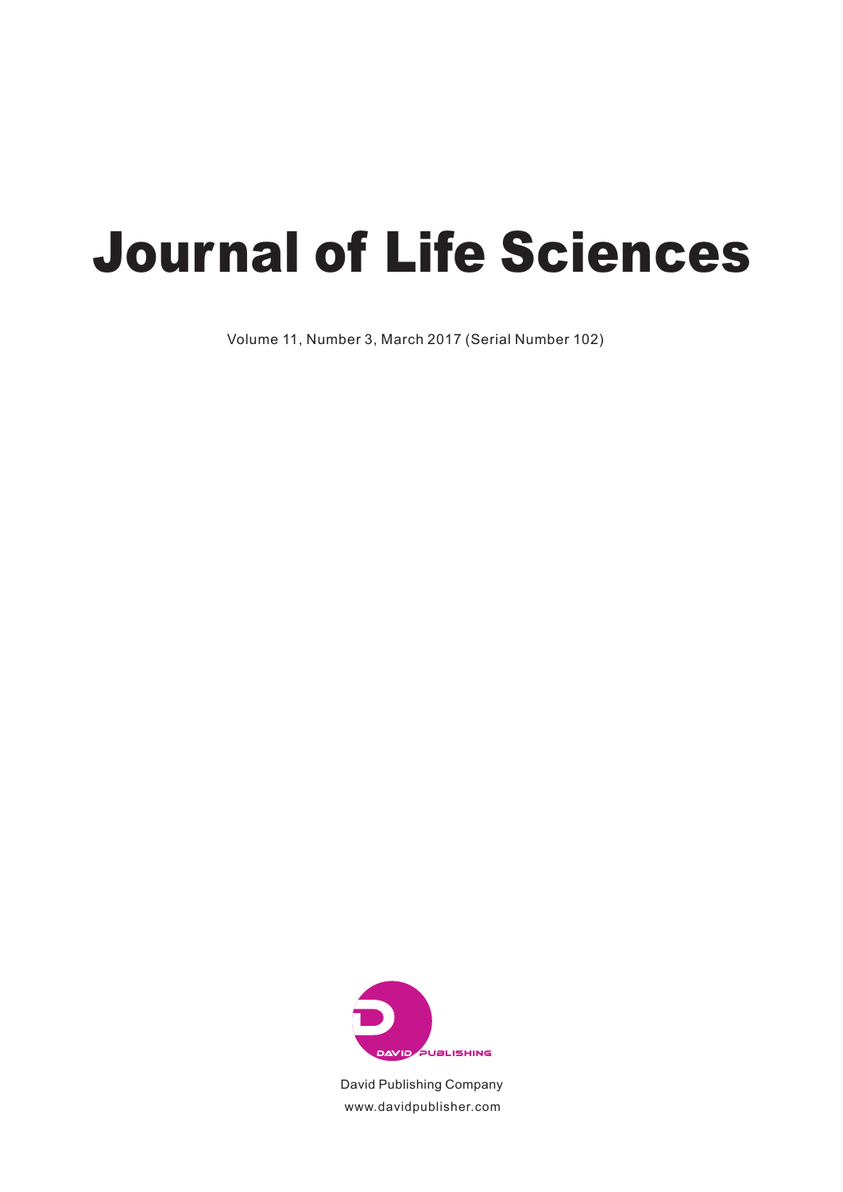# Journal of Life Sciences

Volume 11, Number 3, March 2017 (Serial Number 102)

David Publishing Company

www.davidpublisher.com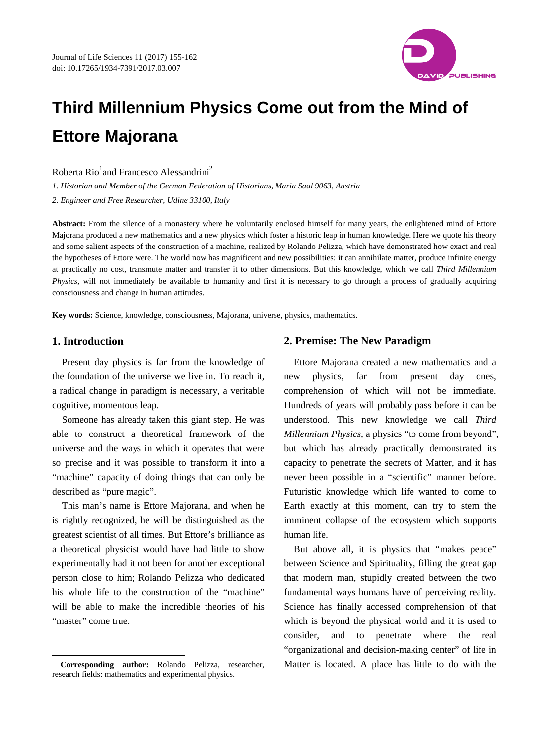# Third Millennium Physics Come out from the Mind of Ettore Majorana

Roberta Rio[1] and Francesco Alessandrini[2]

*1. Historian and Member of the German Federation of Historians, Maria Saal 9063, Austria*

*2. Engineer and Free Researcher, Udine 33100, Italy*

**Abstract:** From the silence of a monastery where he voluntarily enclosed himself for many years, the enlightened mind of Ettore Majorana produced a new mathematics and a new physics which foster a historic leap in human knowledge. Here we quote his theory and some salient aspects of the construction of a machine, realized by Rolando Pelizza, which have demonstrated how exact and real the hypotheses of Ettore were. The world now has magnificent and new possibilities: it can annihilate matter, produce infinite energy at practically no cost, transmute matter and transfer it to other dimensions. But this knowledge, which we call *Third Millennium Physics*, will not immediately be available to humanity and first it is necessary to go through a process of gradually acquiring consciousness and change in human attitudes.

**Key words:** Science, knowledge, consciousness, Majorana, universe, physics, mathematics.

## 1. Introduction

Present day physics is far from the knowledge of the foundation of the universe we live in. To reach it, a radical change in paradigm is necessary, a veritable cognitive, momentous leap.

Someone has already taken this giant step. He was able to construct a theoretical framework of the universe and the ways in which it operates that were so precise and it was possible to transform it into a "machine" capacity of doing things that can only be described as "pure magic".

This man's name is Ettore Majorana, and when he is rightly recognized, he will be distinguished as the greatest scientist of all times. But Ettore's brilliance as a theoretical physicist would have had little to show experimentally had it not been for another exceptional person close to him; Rolando Pelizza who dedicated his whole life to the construction of the "machine" will be able to make the incredible theories of his "master" come true.

**Corresponding author:** Rolando Pelizza, researcher, research fields: mathematics and experimental physics.

## 2. Premise: The New Paradigm

Ettore Majorana created a new mathematics and a new physics, far from present day ones, comprehension of which will not be immediate. Hundreds of years will probably pass before it can be understood. This new knowledge we call *Third Millennium Physics*, a physics "to come from beyond", but which has already practically demonstrated its capacity to penetrate the secrets of Matter, and it has never been possible in a "scientific" manner before. Futuristic knowledge which life wanted to come to Earth exactly at this moment, can try to stem the imminent collapse of the ecosystem which supports human life.

But above all, it is physics that "makes peace" between Science and Spirituality, filling the great gap that modern man, stupidly created between the two fundamental ways humans have of perceiving reality. Science has finally accessed comprehension of that which is beyond the physical world and it is used to consider, and to penetrate where the real "organizational and decision-making center" of life in Matter is located. A place has little to do with the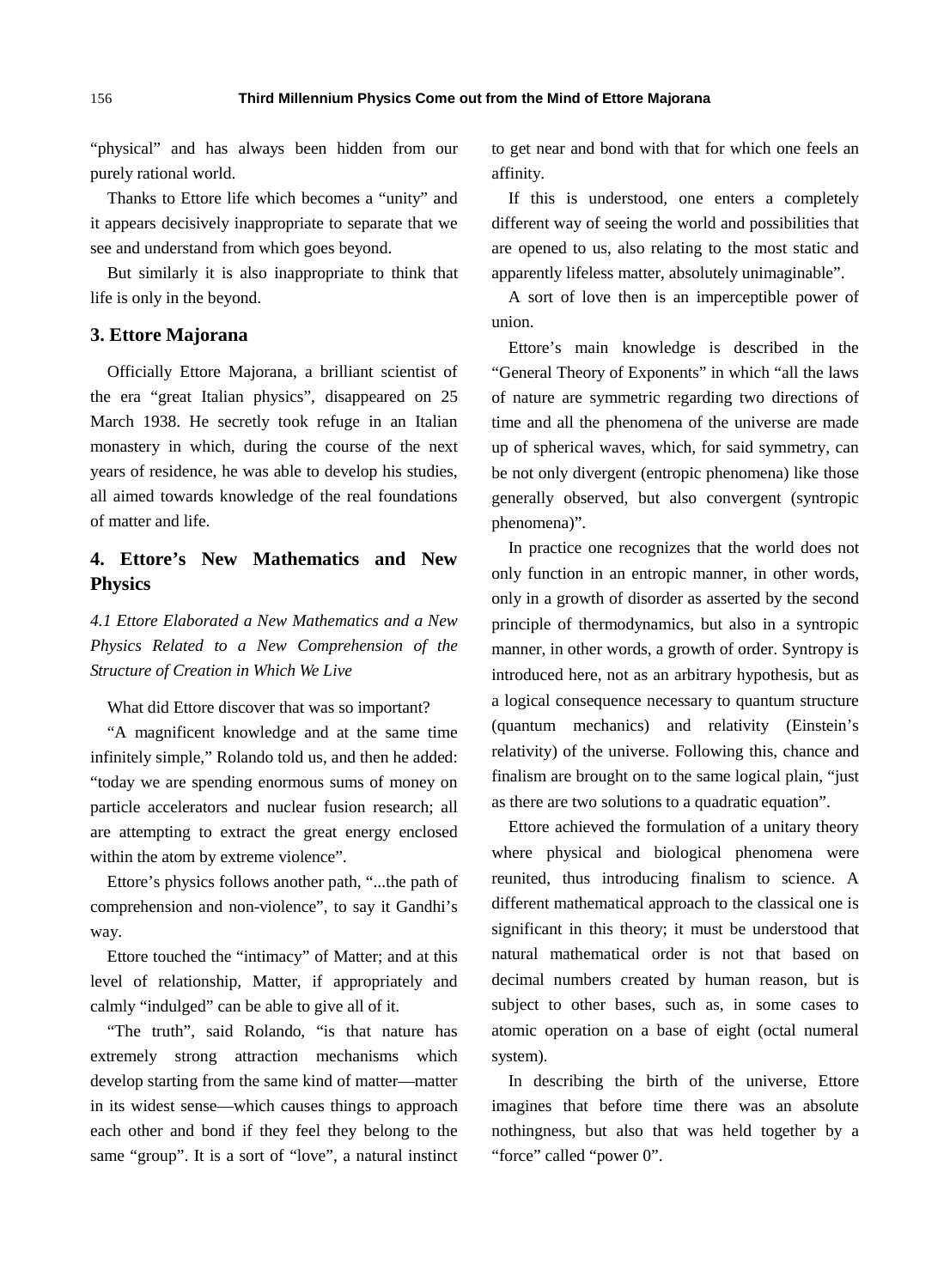"physical" and has always been hidden from our purely rational world.

Thanks to Ettore life which becomes a "unity" and it appears decisively inappropriate to separate that we see and understand from which goes beyond.

But similarly it is also inappropriate to think that life is only in the beyond.

## 3. Ettore Majorana

Officially Ettore Majorana, a brilliant scientist of the era "great Italian physics", disappeared on 25 March 1938. He secretly took refuge in an Italian monastery in which, during the course of the next years of residence, he was able to develop his studies, all aimed towards knowledge of the real foundations of matter and life.

## 4. Ettore's New Mathematics and New Physics

### *4.1 Ettore Elaborated a New Mathematics and a New Physics Related to a New Comprehension of the Structure of Creation in Which We Live*

What did Ettore discover that was so important?

"A magnificent knowledge and at the same time infinitely simple," Rolando told us, and then he added: "today we are spending enormous sums of money on particle accelerators and nuclear fusion research; all are attempting to extract the great energy enclosed within the atom by extreme violence".

Ettore's physics follows another path, "...the path of comprehension and non-violence", to say it Gandhi's way.

Ettore touched the "intimacy" of Matter; and at this level of relationship, Matter, if appropriately and calmly "indulged" can be able to give all of it.

"The truth", said Rolando, "is that nature has extremely strong attraction mechanisms which develop starting from the same kind of matter—matter in its widest sense—which causes things to approach each other and bond if they feel they belong to the same "group". It is a sort of "love", a natural instinct to get near and bond with that for which one feels an affinity.

If this is understood, one enters a completely different way of seeing the world and possibilities that are opened to us, also relating to the most static and apparently lifeless matter, absolutely unimaginable".

A sort of love then is an imperceptible power of union.

Ettore's main knowledge is described in the "General Theory of Exponents" in which "all the laws of nature are symmetric regarding two directions of time and all the phenomena of the universe are made up of spherical waves, which, for said symmetry, can be not only divergent (entropic phenomena) like those generally observed, but also convergent (syntropic phenomena)".

In practice one recognizes that the world does not only function in an entropic manner, in other words, only in a growth of disorder as asserted by the second principle of thermodynamics, but also in a syntropic manner, in other words, a growth of order. Syntropy is introduced here, not as an arbitrary hypothesis, but as a logical consequence necessary to quantum structure (quantum mechanics) and relativity (Einstein's relativity) of the universe. Following this, chance and finalism are brought on to the same logical plain, "just as there are two solutions to a quadratic equation".

Ettore achieved the formulation of a unitary theory where physical and biological phenomena were reunited, thus introducing finalism to science. A different mathematical approach to the classical one is significant in this theory; it must be understood that natural mathematical order is not that based on decimal numbers created by human reason, but is subject to other bases, such as, in some cases to atomic operation on a base of eight (octal numeral system).

In describing the birth of the universe, Ettore imagines that before time there was an absolute nothingness, but also that was held together by a "force" called "power 0".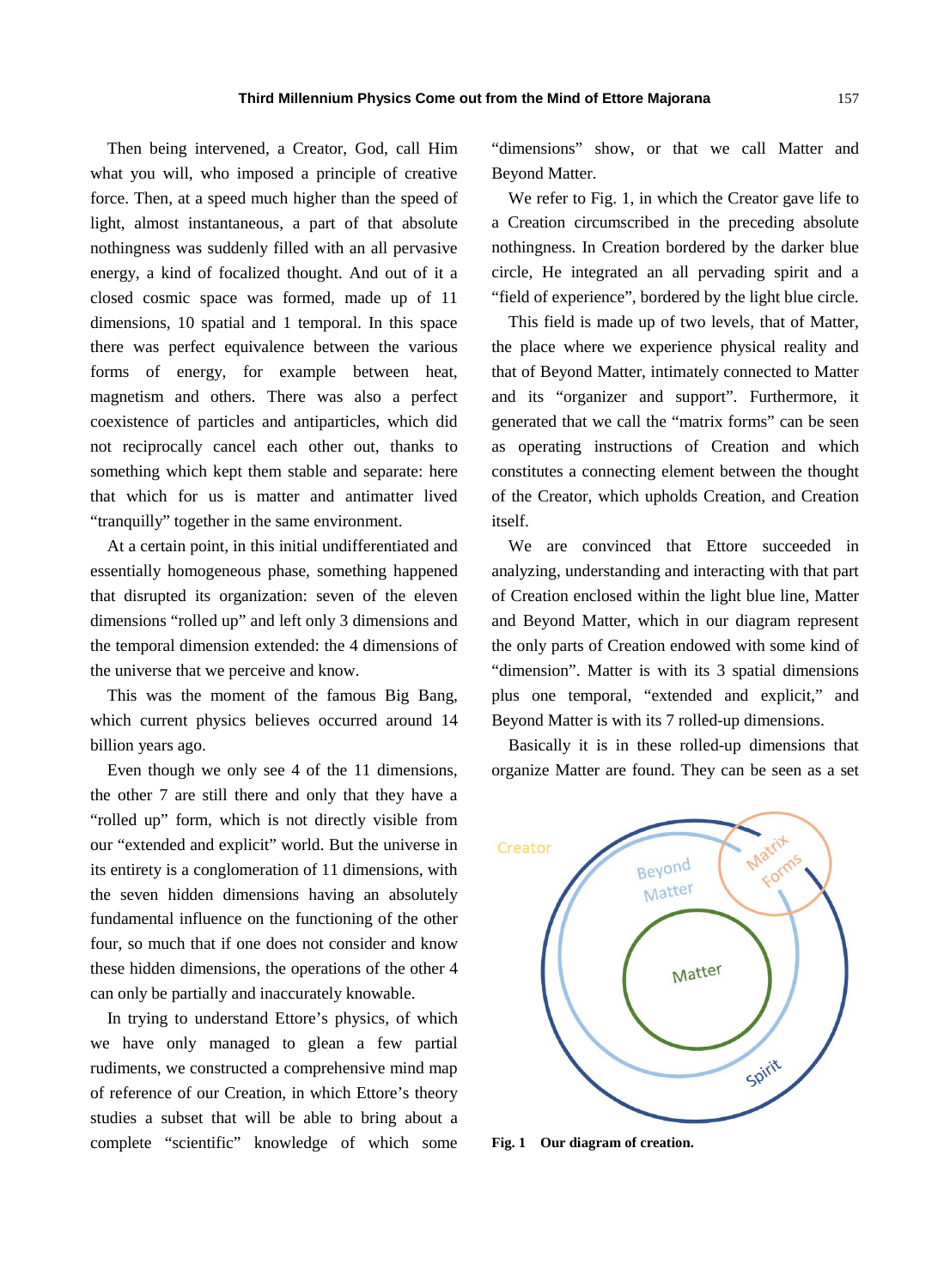Then being intervened, a Creator, God, call Him what you will, who imposed a principle of creative force. Then, at a speed much higher than the speed of light, almost instantaneous, a part of that absolute nothingness was suddenly filled with an all pervasive energy, a kind of focalized thought. And out of it a closed cosmic space was formed, made up of 11 dimensions, 10 spatial and 1 temporal. In this space there was perfect equivalence between the various forms of energy, for example between heat, magnetism and others. There was also a perfect coexistence of particles and antiparticles, which did not reciprocally cancel each other out, thanks to something which kept them stable and separate: here that which for us is matter and antimatter lived "tranquilly" together in the same environment.

At a certain point, in this initial undifferentiated and essentially homogeneous phase, something happened that disrupted its organization: seven of the eleven dimensions "rolled up" and left only 3 dimensions and the temporal dimension extended: the 4 dimensions of the universe that we perceive and know.

This was the moment of the famous Big Bang, which current physics believes occurred around 14 billion years ago.

Even though we only see 4 of the 11 dimensions, the other 7 are still there and only that they have a "rolled up" form, which is not directly visible from our "extended and explicit" world. But the universe in its entirety is a conglomeration of 11 dimensions, with the seven hidden dimensions having an absolutely fundamental influence on the functioning of the other four, so much that if one does not consider and know these hidden dimensions, the operations of the other 4 can only be partially and inaccurately knowable.

In trying to understand Ettore's physics, of which we have only managed to glean a few partial rudiments, we constructed a comprehensive mind map of reference of our Creation, in which Ettore's theory studies a subset that will be able to bring about a complete "scientific" knowledge of which some "dimensions" show, or that we call Matter and Beyond Matter.

We refer to Fig. 1, in which the Creator gave life to a Creation circumscribed in the preceding absolute nothingness. In Creation bordered by the darker blue circle, He integrated an all pervading spirit and a "field of experience", bordered by the light blue circle.

This field is made up of two levels, that of Matter, the place where we experience physical reality and that of Beyond Matter, intimately connected to Matter and its "organizer and support". Furthermore, it generated that we call the "matrix forms" can be seen as operating instructions of Creation and which constitutes a connecting element between the thought of the Creator, which upholds Creation, and Creation itself.

We are convinced that Ettore succeeded in analyzing, understanding and interacting with that part of Creation enclosed within the light blue line, Matter and Beyond Matter, which in our diagram represent the only parts of Creation endowed with some kind of "dimension". Matter is with its 3 spatial dimensions plus one temporal, "extended and explicit," and Beyond Matter is with its 7 rolled-up dimensions.

Basically it is in these rolled-up dimensions that organize Matter are found. They can be seen as a set

**Fig. 1 Our diagram of creation.**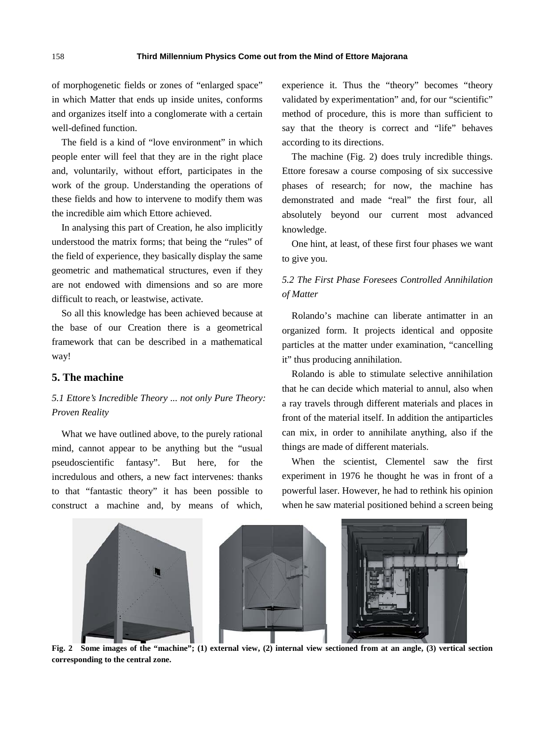of morphogenetic fields or zones of "enlarged space" in which Matter that ends up inside unites, conforms and organizes itself into a conglomerate with a certain well-defined function.

The field is a kind of "love environment" in which people enter will feel that they are in the right place and, voluntarily, without effort, participates in the work of the group. Understanding the operations of these fields and how to intervene to modify them was the incredible aim which Ettore achieved.

In analysing this part of Creation, he also implicitly understood the matrix forms; that being the "rules" of the field of experience, they basically display the same geometric and mathematical structures, even if they are not endowed with dimensions and so are more difficult to reach, or leastwise, activate.

So all this knowledge has been achieved because at the base of our Creation there is a geometrical framework that can be described in a mathematical way!

## 5. The machine

### *5.1 Ettore's Incredible Theory ... not only Pure Theory: Proven Reality*

What we have outlined above, to the purely rational mind, cannot appear to be anything but the "usual pseudoscientific fantasy". But here, for the incredulous and others, a new fact intervenes: thanks to that "fantastic theory" it has been possible to construct a machine and, by means of which, experience it. Thus the "theory" becomes "theory validated by experimentation" and, for our "scientific" method of procedure, this is more than sufficient to say that the theory is correct and "life" behaves according to its directions.

The machine (Fig. 2) does truly incredible things. Ettore foresaw a course composing of six successive phases of research; for now, the machine has demonstrated and made "real" the first four, all absolutely beyond our current most advanced knowledge.

One hint, at least, of these first four phases we want to give you.

### *5.2 The First Phase Foresees Controlled Annihilation of Matter*

Rolando's machine can liberate antimatter in an organized form. It projects identical and opposite particles at the matter under examination, "cancelling it" thus producing annihilation.

Rolando is able to stimulate selective annihilation that he can decide which material to annul, also when a ray travels through different materials and places in front of the material itself. In addition the antiparticles can mix, in order to annihilate anything, also if the things are made of different materials.

When the scientist, Clementel saw the first experiment in 1976 he thought he was in front of a powerful laser. However, he had to rethink his opinion when he saw material positioned behind a screen being

**Fig. 2 Some images of the "machine"; (1) external view, (2) internal view sectioned from at an angle, (3) vertical section corresponding to the central zone.**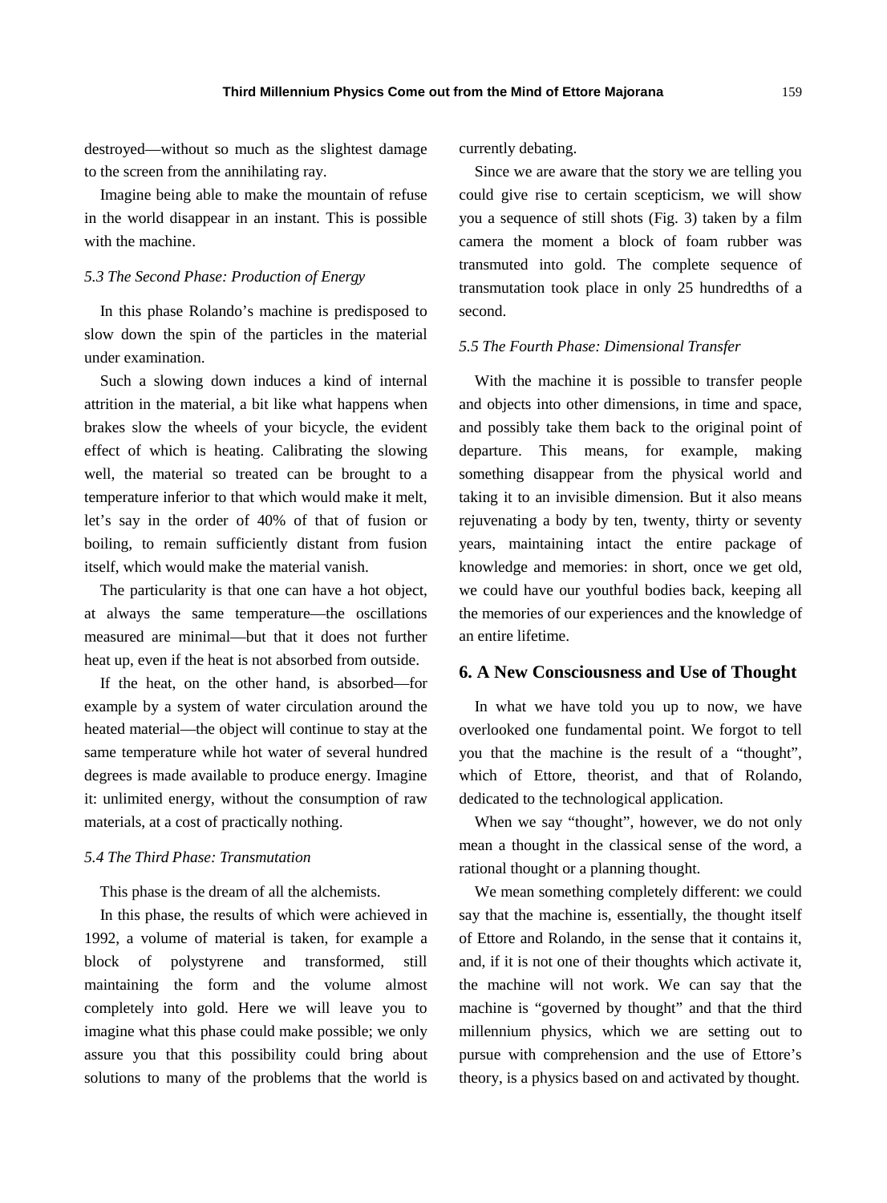destroyed—without so much as the slightest damage to the screen from the annihilating ray.

Imagine being able to make the mountain of refuse in the world disappear in an instant. This is possible with the machine.

### *5.3 The Second Phase: Production of Energy*

In this phase Rolando's machine is predisposed to slow down the spin of the particles in the material under examination.

Such a slowing down induces a kind of internal attrition in the material, a bit like what happens when brakes slow the wheels of your bicycle, the evident effect of which is heating. Calibrating the slowing well, the material so treated can be brought to a temperature inferior to that which would make it melt, let's say in the order of 40% of that of fusion or boiling, to remain sufficiently distant from fusion itself, which would make the material vanish.

The particularity is that one can have a hot object, at always the same temperature—the oscillations measured are minimal—but that it does not further heat up, even if the heat is not absorbed from outside.

If the heat, on the other hand, is absorbed—for example by a system of water circulation around the heated material—the object will continue to stay at the same temperature while hot water of several hundred degrees is made available to produce energy. Imagine it: unlimited energy, without the consumption of raw materials, at a cost of practically nothing.

### *5.4 The Third Phase: Transmutation*

This phase is the dream of all the alchemists.

In this phase, the results of which were achieved in 1992, a volume of material is taken, for example a block of polystyrene and transformed, still maintaining the form and the volume almost completely into gold. Here we will leave you to imagine what this phase could make possible; we only assure you that this possibility could bring about solutions to many of the problems that the world is currently debating.

Since we are aware that the story we are telling you could give rise to certain scepticism, we will show you a sequence of still shots (Fig. 3) taken by a film camera the moment a block of foam rubber was transmuted into gold. The complete sequence of transmutation took place in only 25 hundredths of a second.

### *5.5 The Fourth Phase: Dimensional Transfer*

With the machine it is possible to transfer people and objects into other dimensions, in time and space, and possibly take them back to the original point of departure. This means, for example, making something disappear from the physical world and taking it to an invisible dimension. But it also means rejuvenating a body by ten, twenty, thirty or seventy years, maintaining intact the entire package of knowledge and memories: in short, once we get old, we could have our youthful bodies back, keeping all the memories of our experiences and the knowledge of an entire lifetime.

## 6. A New Consciousness and Use of Thought

In what we have told you up to now, we have overlooked one fundamental point. We forgot to tell you that the machine is the result of a "thought", which of Ettore, theorist, and that of Rolando, dedicated to the technological application.

When we say "thought", however, we do not only mean a thought in the classical sense of the word, a rational thought or a planning thought.

We mean something completely different: we could say that the machine is, essentially, the thought itself of Ettore and Rolando, in the sense that it contains it, and, if it is not one of their thoughts which activate it, the machine will not work. We can say that the machine is "governed by thought" and that the third millennium physics, which we are setting out to pursue with comprehension and the use of Ettore's theory, is a physics based on and activated by thought.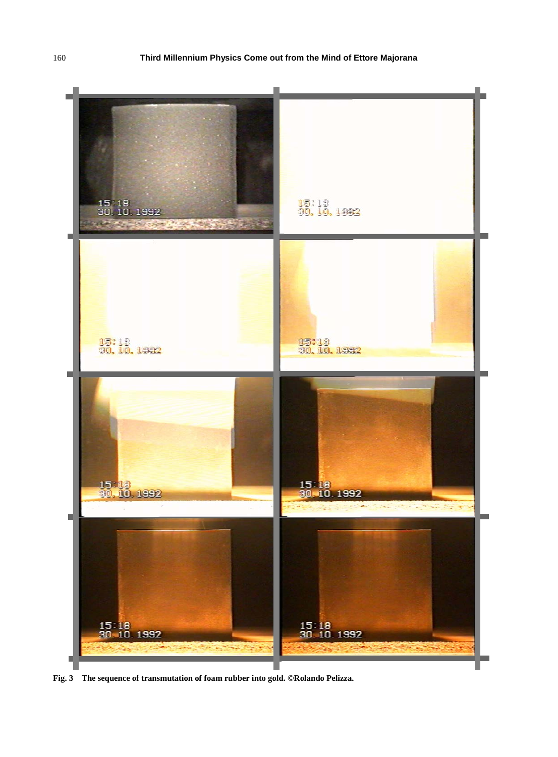**Fig. 3 The sequence of transmutation of foam rubber into gold. ©Rolando Pelizza.**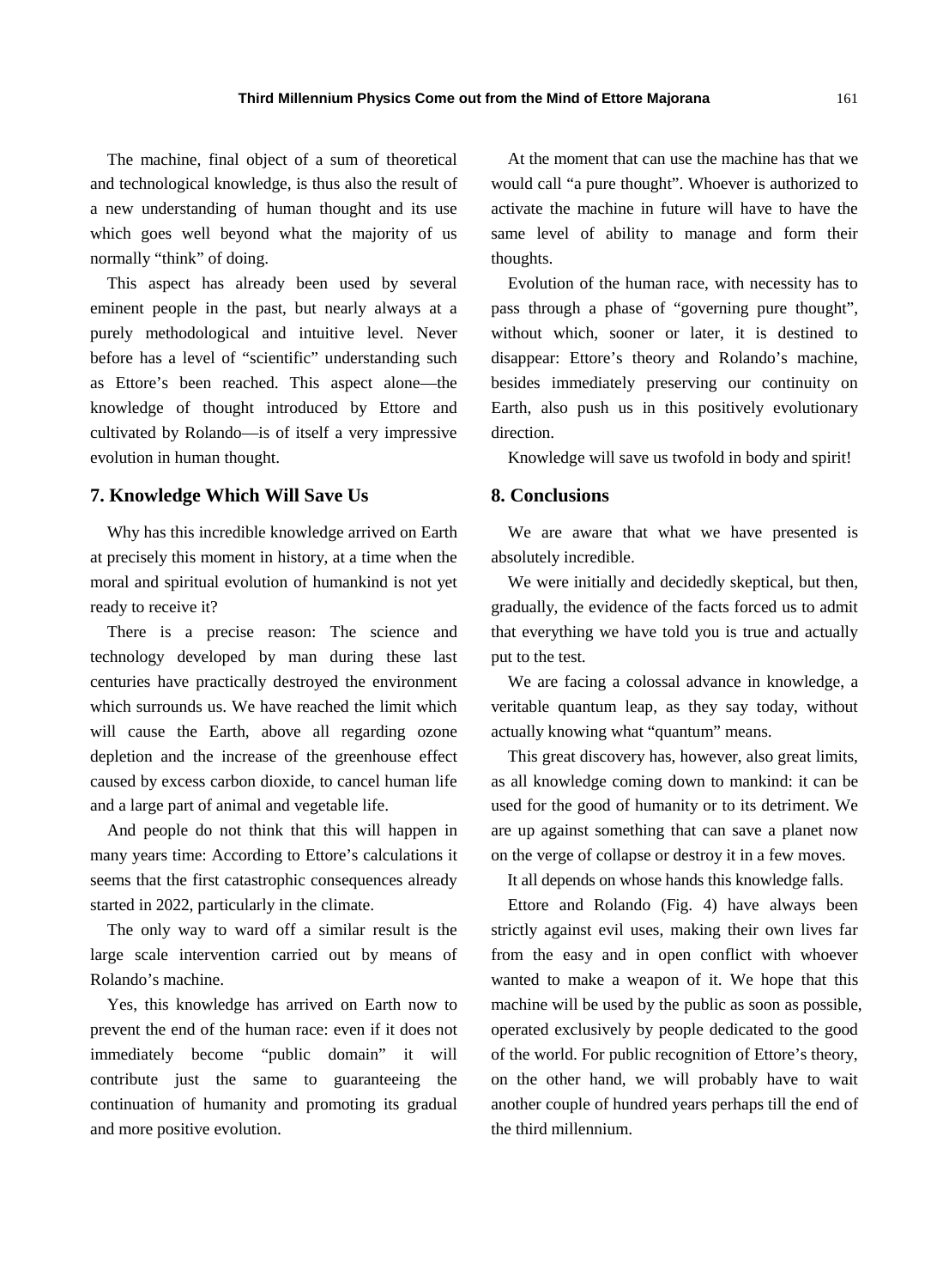The machine, final object of a sum of theoretical and technological knowledge, is thus also the result of a new understanding of human thought and its use which goes well beyond what the majority of us normally "think" of doing.

This aspect has already been used by several eminent people in the past, but nearly always at a purely methodological and intuitive level. Never before has a level of "scientific" understanding such as Ettore's been reached. This aspect alone—the knowledge of thought introduced by Ettore and cultivated by Rolando—is of itself a very impressive evolution in human thought.

## 7. Knowledge Which Will Save Us

Why has this incredible knowledge arrived on Earth at precisely this moment in history, at a time when the moral and spiritual evolution of humankind is not yet ready to receive it?

There is a precise reason: The science and technology developed by man during these last centuries have practically destroyed the environment which surrounds us. We have reached the limit which will cause the Earth, above all regarding ozone depletion and the increase of the greenhouse effect caused by excess carbon dioxide, to cancel human life and a large part of animal and vegetable life.

And people do not think that this will happen in many years time: According to Ettore's calculations it seems that the first catastrophic consequences already started in 2022, particularly in the climate.

The only way to ward off a similar result is the large scale intervention carried out by means of Rolando's machine.

Yes, this knowledge has arrived on Earth now to prevent the end of the human race: even if it does not immediately become "public domain" it will contribute just the same to guaranteeing the continuation of humanity and promoting its gradual and more positive evolution.

At the moment that can use the machine has that we would call "a pure thought". Whoever is authorized to activate the machine in future will have to have the same level of ability to manage and form their thoughts.

Evolution of the human race, with necessity has to pass through a phase of "governing pure thought", without which, sooner or later, it is destined to disappear: Ettore's theory and Rolando's machine, besides immediately preserving our continuity on Earth, also push us in this positively evolutionary direction.

Knowledge will save us twofold in body and spirit!

## 8. Conclusions

We are aware that what we have presented is absolutely incredible.

We were initially and decidedly skeptical, but then, gradually, the evidence of the facts forced us to admit that everything we have told you is true and actually put to the test.

We are facing a colossal advance in knowledge, a veritable quantum leap, as they say today, without actually knowing what "quantum" means.

This great discovery has, however, also great limits, as all knowledge coming down to mankind: it can be used for the good of humanity or to its detriment. We are up against something that can save a planet now on the verge of collapse or destroy it in a few moves.

It all depends on whose hands this knowledge falls.

Ettore and Rolando (Fig. 4) have always been strictly against evil uses, making their own lives far from the easy and in open conflict with whoever wanted to make a weapon of it. We hope that this machine will be used by the public as soon as possible, operated exclusively by people dedicated to the good of the world. For public recognition of Ettore's theory, on the other hand, we will probably have to wait another couple of hundred years perhaps till the end of the third millennium.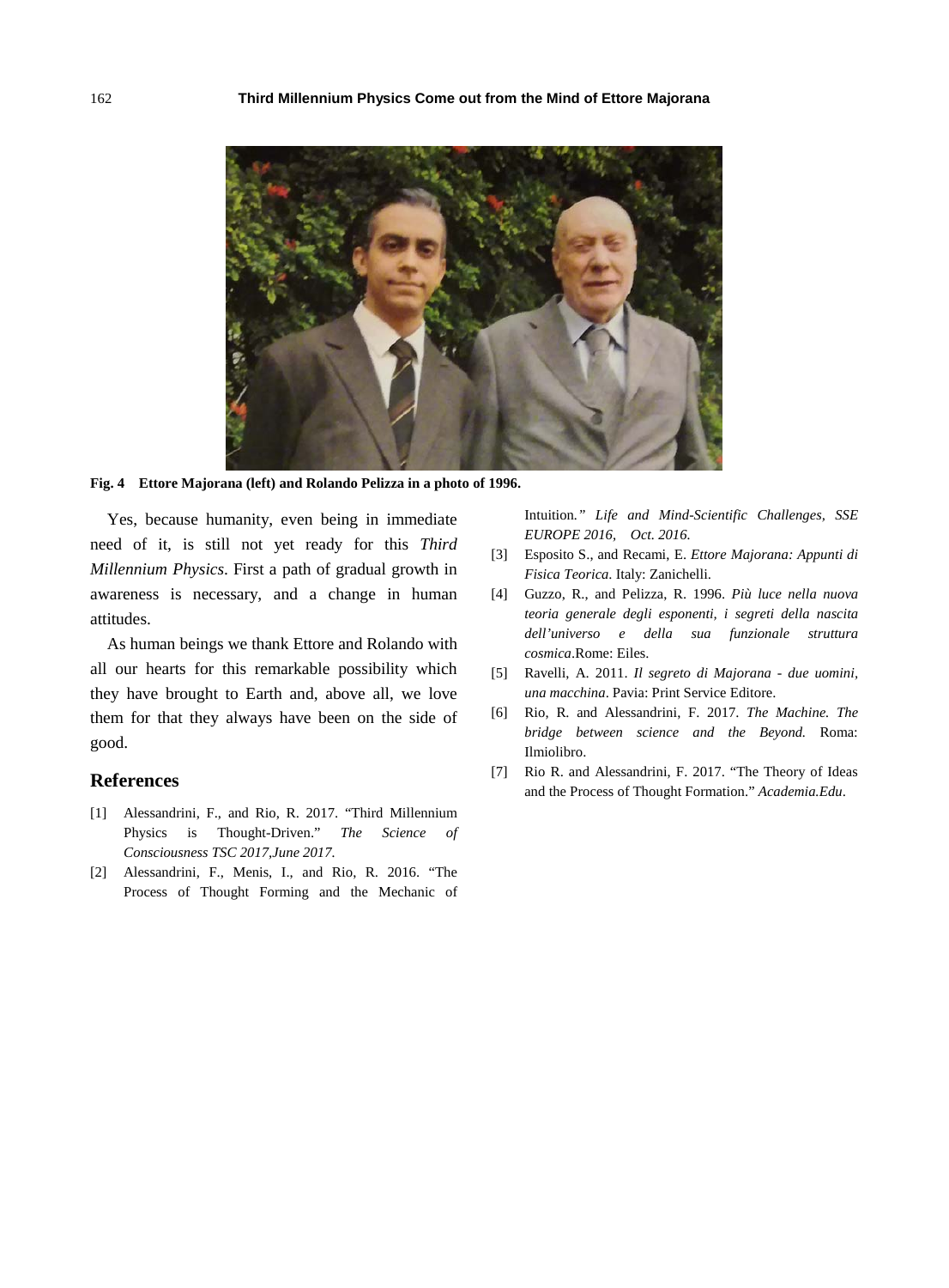**Fig. 4 Ettore Majorana (left) and Rolando Pelizza in a photo of 1996.**

Yes, because humanity, even being in immediate need of it, is still not yet ready for this *Third Millennium Physics*. First a path of gradual growth in awareness is necessary, and a change in human attitudes.

As human beings we thank Ettore and Rolando with all our hearts for this remarkable possibility which they have brought to Earth and, above all, we love them for that they always have been on the side of good.

## References

[1] Alessandrini, F., and Rio, R. 2017. "Third Millennium Physics is Thought-Driven." *The Science of Consciousness TSC 2017,June 2017*.

[2] Alessandrini, F., Menis, I., and Rio, R. 2016. "The Process of Thought Forming and the Mechanic of Intuition." *Life and Mind-Scientific Challenges, SSE EUROPE 2016, Oct. 2016.*

[3] Esposito S., and Recami, E. *Ettore Majorana: Appunti di Fisica Teorica*. Italy: Zanichelli.

[4] Guzzo, R., and Pelizza, R. 1996. *Più luce nella nuova teoria generale degli esponenti, i segreti della nascita dell'universo e della sua funzionale struttura cosmica*.Rome: Eiles.

[5] Ravelli, A. 2011. *Il segreto di Majorana - due uomini, una macchina*. Pavia: Print Service Editore.

[6] Rio, R. and Alessandrini, F. 2017. *The Machine. The bridge between science and the Beyond.* Roma: Ilmiolibro.

[7] Rio R. and Alessandrini, F. 2017. "The Theory of Ideas and the Process of Thought Formation." *Academia.Edu*.